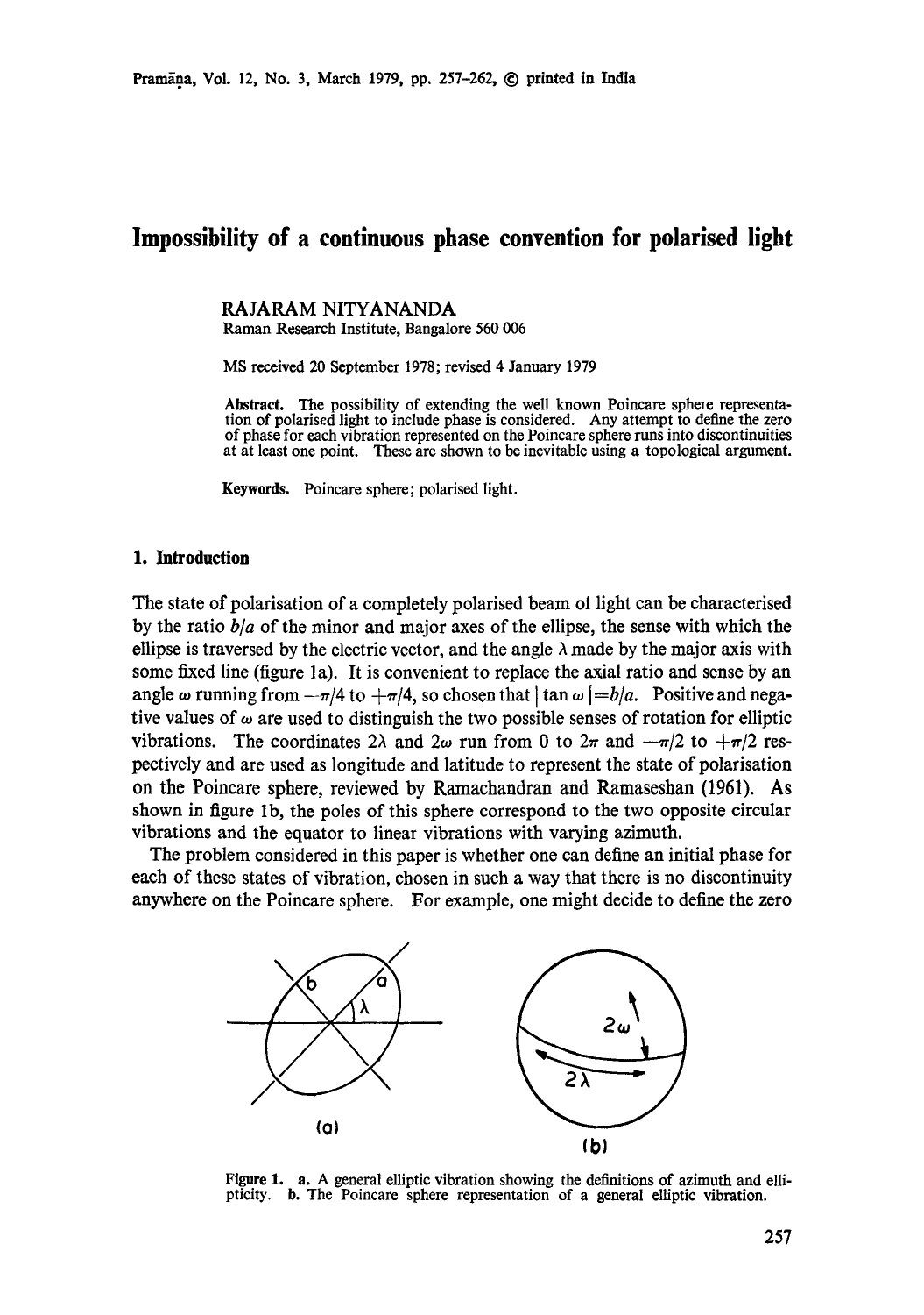# Impossibility of a continuous phase convention for polarised light

RAJARAM NITYANANDA
Raman Research Institute, Bangalore 560 006

MS received 20 September 1978; revised 4 January 1979

**Abstract.** The possibility of extending the well known Poincare sphere representation of polarised light to include phase is considered. Any attempt to define the zero of phase for each vibration represented on the Poincare sphere runs into discontinuities at at least one point. These are shown to be inevitable using a topological argument.

**Keywords.** Poincare sphere; polarised light.

## 1. Introduction

The state of polarisation of a completely polarised beam of light can be characterised by the ratio $b/a$ of the minor and major axes of the ellipse, the sense with which the ellipse is traversed by the electric vector, and the angle $\lambda$ made by the major axis with some fixed line (figure 1a). It is convenient to replace the axial ratio and sense by an angle $\omega$ running from $-\pi/4$ to $+\pi/4$, so chosen that $|\tan \omega| = b/a$. Positive and negative values of $\omega$ are used to distinguish the two possible senses of rotation for elliptic vibrations. The coordinates $2\lambda$ and $2\omega$ run from 0 to $2\pi$ and $-\pi/2$ to $+\pi/2$ respectively and are used as longitude and latitude to represent the state of polarisation on the Poincare sphere, reviewed by Ramachandran and Ramaseshan (1961). As shown in figure 1b, the poles of this sphere correspond to the two opposite circular vibrations and the equator to linear vibrations with varying azimuth.

The problem considered in this paper is whether one can define an initial phase for each of these states of vibration, chosen in such a way that there is no discontinuity anywhere on the Poincare sphere. For example, one might decide to define the zero

**Figure 1. a.** A general elliptic vibration showing the definitions of azimuth and ellipticity. **b.** The Poincare sphere representation of a general elliptic vibration.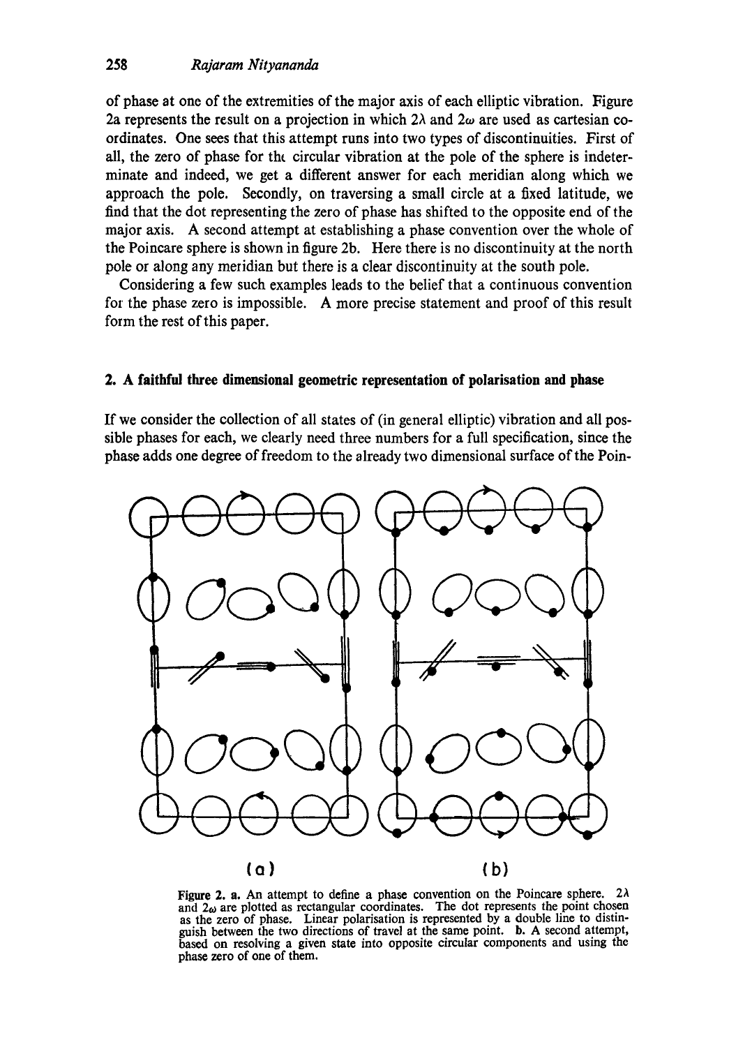of phase at one of the extremities of the major axis of each elliptic vibration. Figure 2a represents the result on a projection in which $2\lambda$ and $2\omega$ are used as cartesian coordinates. One sees that this attempt runs into two types of discontinuities. First of all, the zero of phase for the circular vibration at the pole of the sphere is indeterminate and indeed, we get a different answer for each meridian along which we approach the pole. Secondly, on traversing a small circle at a fixed latitude, we find that the dot representing the zero of phase has shifted to the opposite end of the major axis. A second attempt at establishing a phase convention over the whole of the Poincare sphere is shown in figure 2b. Here there is no discontinuity at the north pole or along any meridian but there is a clear discontinuity at the south pole.

Considering a few such examples leads to the belief that a continuous convention for the phase zero is impossible. A more precise statement and proof of this result form the rest of this paper.

## 2. A faithful three dimensional geometric representation of polarisation and phase

If we consider the collection of all states of (in general elliptic) vibration and all possible phases for each, we clearly need three numbers for a full specification, since the phase adds one degree of freedom to the already two dimensional surface of the Poin-

(a) (b)

**Figure 2. a.** An attempt to define a phase convention on the Poincare sphere. $2\lambda$ and $2\omega$ are plotted as rectangular coordinates. The dot represents the point chosen as the zero of phase. Linear polarisation is represented by a double line to distinguish between the two directions of travel at the same point. **b.** A second attempt, based on resolving a given state into opposite circular components and using the phase zero of one of them.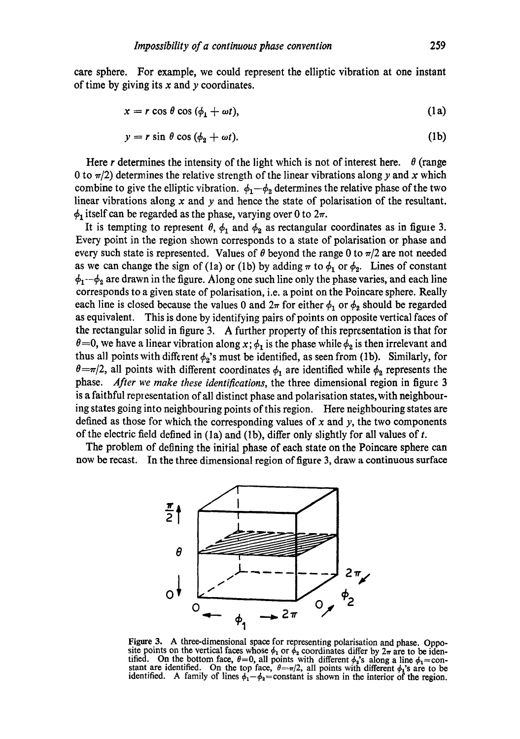care sphere. For example, we could represent the elliptic vibration at one instant of time by giving its $x$ and $y$ coordinates.

$$x = r \cos \theta \cos (\phi_1 + \omega t), \tag{1a}$$

$$y = r \sin \theta \cos (\phi_2 + \omega t). \tag{1b}$$

Here $r$ determines the intensity of the light which is not of interest here. $\theta$ (range 0 to $\pi/2$) determines the relative strength of the linear vibrations along $y$ and $x$ which combine to give the elliptic vibration. $\phi_1 - \phi_2$ determines the relative phase of the two linear vibrations along $x$ and $y$ and hence the state of polarisation of the resultant. $\phi_1$ itself can be regarded as the phase, varying over 0 to $2\pi$.

It is tempting to represent $\theta$, $\phi_1$ and $\phi_2$ as rectangular coordinates as in figure 3. Every point in the region shown corresponds to a state of polarisation or phase and every such state is represented. Values of $\theta$ beyond the range 0 to $\pi/2$ are not needed as we can change the sign of (1a) or (1b) by adding $\pi$ to $\phi_1$ or $\phi_2$. Lines of constant $\phi_1 - \phi_2$ are drawn in the figure. Along one such line only the phase varies, and each line corresponds to a given state of polarisation, i.e. a point on the Poincare sphere. Really each line is closed because the values 0 and $2\pi$ for either $\phi_1$ or $\phi_2$ should be regarded as equivalent. This is done by identifying pairs of points on opposite vertical faces of the rectangular solid in figure 3. A further property of this representation is that for $\theta = 0$, we have a linear vibration along $x$; $\phi_1$ is the phase while $\phi_2$ is then irrelevant and thus all points with different $\phi_2$'s must be identified, as seen from (1b). Similarly, for $\theta = \pi/2$, all points with different coordinates $\phi_1$ are identified while $\phi_2$ represents the phase. *After we make these identifications*, the three dimensional region in figure 3 is a faithful representation of all distinct phase and polarisation states, with neighbouring states going into neighbouring points of this region. Here neighbouring states are defined as those for which the corresponding values of $x$ and $y$, the two components of the electric field defined in (1a) and (1b), differ only slightly for all values of $t$.

The problem of defining the initial phase of each state on the Poincare sphere can now be recast. In the three dimensional region of figure 3, draw a continuous surface

**Figure 3.** A three-dimensional space for representing polarisation and phase. Opposite points on the vertical faces whose $\phi_1$ or $\phi_2$ coordinates differ by $2\pi$ are to be identified. On the bottom face, $\theta = 0$, all points with different $\phi_2$'s along a line $\phi_1 = $constant are identified. On the top face, $\theta = \pi/2$, all points with different $\phi_1$'s are to be identified. A family of lines $\phi_1 - \phi_2 = $constant is shown in the interior of the region.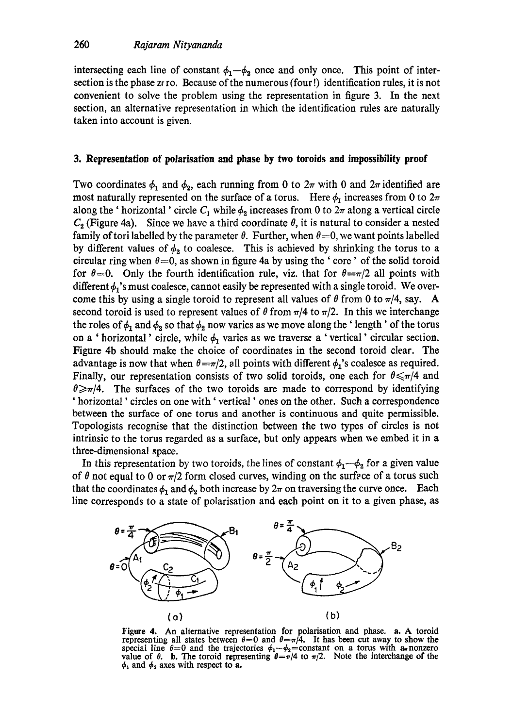intersecting each line of constant $\phi_1-\phi_2$ once and only once. This point of intersection is the phase zero. Because of the numerous (four!) identification rules, it is not convenient to solve the problem using the representation in figure 3. In the next section, an alternative representation in which the identification rules are naturally taken into account is given.

## 3. Representation of polarisation and phase by two toroids and impossibility proof

Two coordinates $\phi_1$ and $\phi_2$, each running from 0 to $2\pi$ with 0 and $2\pi$ identified are most naturally represented on the surface of a torus. Here $\phi_1$ increases from 0 to $2\pi$ along the 'horizontal' circle $C_1$ while $\phi_2$ increases from 0 to $2\pi$ along a vertical circle $C_2$ (Figure 4a). Since we have a third coordinate $\theta$, it is natural to consider a nested family of tori labelled by the parameter $\theta$. Further, when $\theta=0$, we want points labelled by different values of $\phi_2$ to coalesce. This is achieved by shrinking the torus to a circular ring when $\theta=0$, as shown in figure 4a by using the 'core' of the solid toroid for $\theta=0$. Only the fourth identification rule, viz. that for $\theta=\pi/2$ all points with different $\phi_1$'s must coalesce, cannot easily be represented with a single toroid. We overcome this by using a single toroid to represent all values of $\theta$ from 0 to $\pi/4$, say. A second toroid is used to represent values of $\theta$ from $\pi/4$ to $\pi/2$. In this we interchange the roles of $\phi_1$ and $\phi_2$ so that $\phi_2$ now varies as we move along the 'length' of the torus on a 'horizontal' circle, while $\phi_1$ varies as we traverse a 'vertical' circular section. Figure 4b should make the choice of coordinates in the second toroid clear. The advantage is now that when $\theta=\pi/2$, all points with different $\phi_1$'s coalesce as required. Finally, our representation consists of two solid toroids, one each for $\theta\leqslant\pi/4$ and $\theta\geqslant\pi/4$. The surfaces of the two toroids are made to correspond by identifying 'horizontal' circles on one with 'vertical' ones on the other. Such a correspondence between the surface of one torus and another is continuous and quite permissible. Topologists recognise that the distinction between the two types of circles is not intrinsic to the torus regarded as a surface, but only appears when we embed it in a three-dimensional space.

In this representation by two toroids, the lines of constant $\phi_1-\phi_2$ for a given value of $\theta$ not equal to 0 or $\pi/2$ form closed curves, winding on the surface of a torus such that the coordinates $\phi_1$ and $\phi_2$ both increase by $2\pi$ on traversing the curve once. Each line corresponds to a state of polarisation and each point on it to a given phase, as

Figure 4. An alternative representation for polarisation and phase. **a.** A toroid representing all states between $\theta=0$ and $\theta=\pi/4$. It has been cut away to show the special line $\theta=0$ and the trajectories $\phi_1-\phi_2=$constant on a torus with a nonzero value of $\theta$. **b.** The toroid representing $\theta=\pi/4$ to $\pi/2$. Note the interchange of the $\phi_1$ and $\phi_2$ axes with respect to **a**.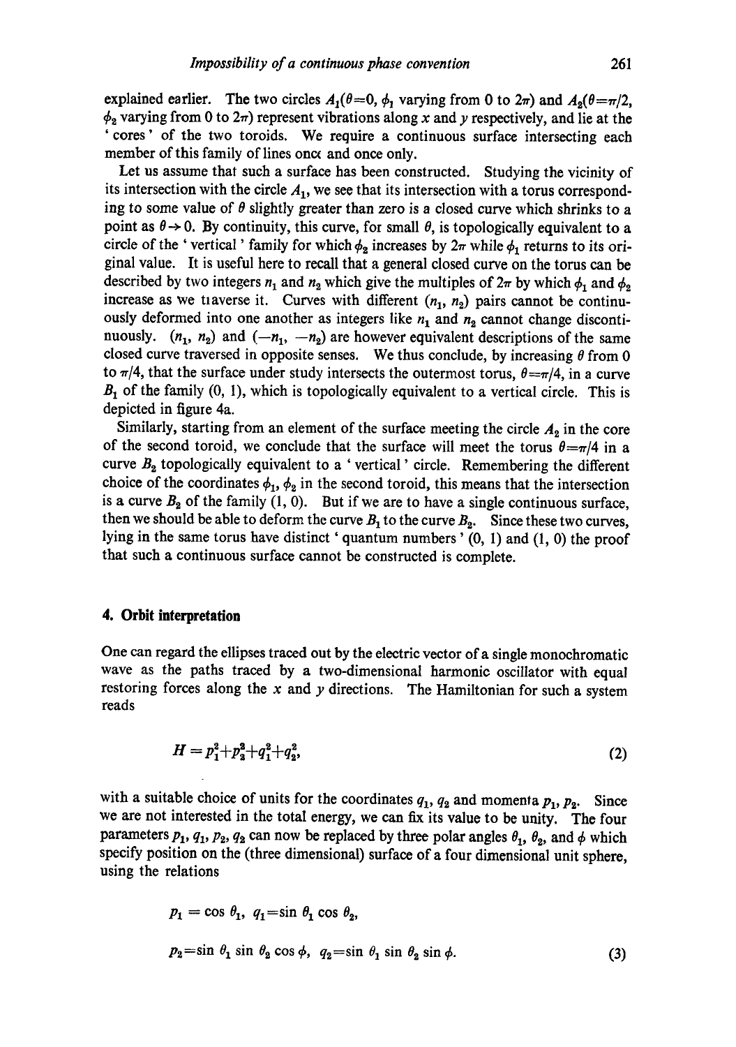explained earlier. The two circles $A_1(\theta=0, \phi_1$ varying from 0 to $2\pi$) and $A_2(\theta=\pi/2, \phi_2$ varying from 0 to $2\pi$) represent vibrations along $x$ and $y$ respectively, and lie at the 'cores' of the two toroids. We require a continuous surface intersecting each member of this family of lines once and once only.

Let us assume that such a surface has been constructed. Studying the vicinity of its intersection with the circle $A_1$, we see that its intersection with a torus corresponding to some value of $\theta$ slightly greater than zero is a closed curve which shrinks to a point as $\theta \to 0$. By continuity, this curve, for small $\theta$, is topologically equivalent to a circle of the 'vertical' family for which $\phi_2$ increases by $2\pi$ while $\phi_1$ returns to its original value. It is useful here to recall that a general closed curve on the torus can be described by two integers $n_1$ and $n_2$ which give the multiples of $2\pi$ by which $\phi_1$ and $\phi_2$ increase as we traverse it. Curves with different $(n_1, n_2)$ pairs cannot be continuously deformed into one another as integers like $n_1$ and $n_2$ cannot change discontinuously. $(n_1, n_2)$ and $(-n_1, -n_2)$ are however equivalent descriptions of the same closed curve traversed in opposite senses. We thus conclude, by increasing $\theta$ from 0 to $\pi/4$, that the surface under study intersects the outermost torus, $\theta=\pi/4$, in a curve $B_1$ of the family (0, 1), which is topologically equivalent to a vertical circle. This is depicted in figure 4a.

Similarly, starting from an element of the surface meeting the circle $A_2$ in the core of the second toroid, we conclude that the surface will meet the torus $\theta=\pi/4$ in a curve $B_2$ topologically equivalent to a 'vertical' circle. Remembering the different choice of the coordinates $\phi_1, \phi_2$ in the second toroid, this means that the intersection is a curve $B_2$ of the family (1, 0). But if we are to have a single continuous surface, then we should be able to deform the curve $B_1$ to the curve $B_2$. Since these two curves, lying in the same torus have distinct 'quantum numbers' (0, 1) and (1, 0) the proof that such a continuous surface cannot be constructed is complete.

## 4. Orbit interpretation

One can regard the ellipses traced out by the electric vector of a single monochromatic wave as the paths traced by a two-dimensional harmonic oscillator with equal restoring forces along the $x$ and $y$ directions. The Hamiltonian for such a system reads

$$H = p_1^2+p_2^2+q_1^2+q_2^2, \tag{2}$$

with a suitable choice of units for the coordinates $q_1, q_2$ and momenta $p_1, p_2$. Since we are not interested in the total energy, we can fix its value to be unity. The four parameters $p_1, q_1, p_2, q_2$ can now be replaced by three polar angles $\theta_1$, $\theta_2$, and $\phi$ which specify position on the (three dimensional) surface of a four dimensional unit sphere, using the relations

$$p_1 = \cos\theta_1,\quad q_1=\sin\theta_1\cos\theta_2,$$

$$p_2=\sin\theta_1\sin\theta_2\cos\phi,\quad q_2=\sin\theta_1\sin\theta_2\sin\phi. \tag{3}$$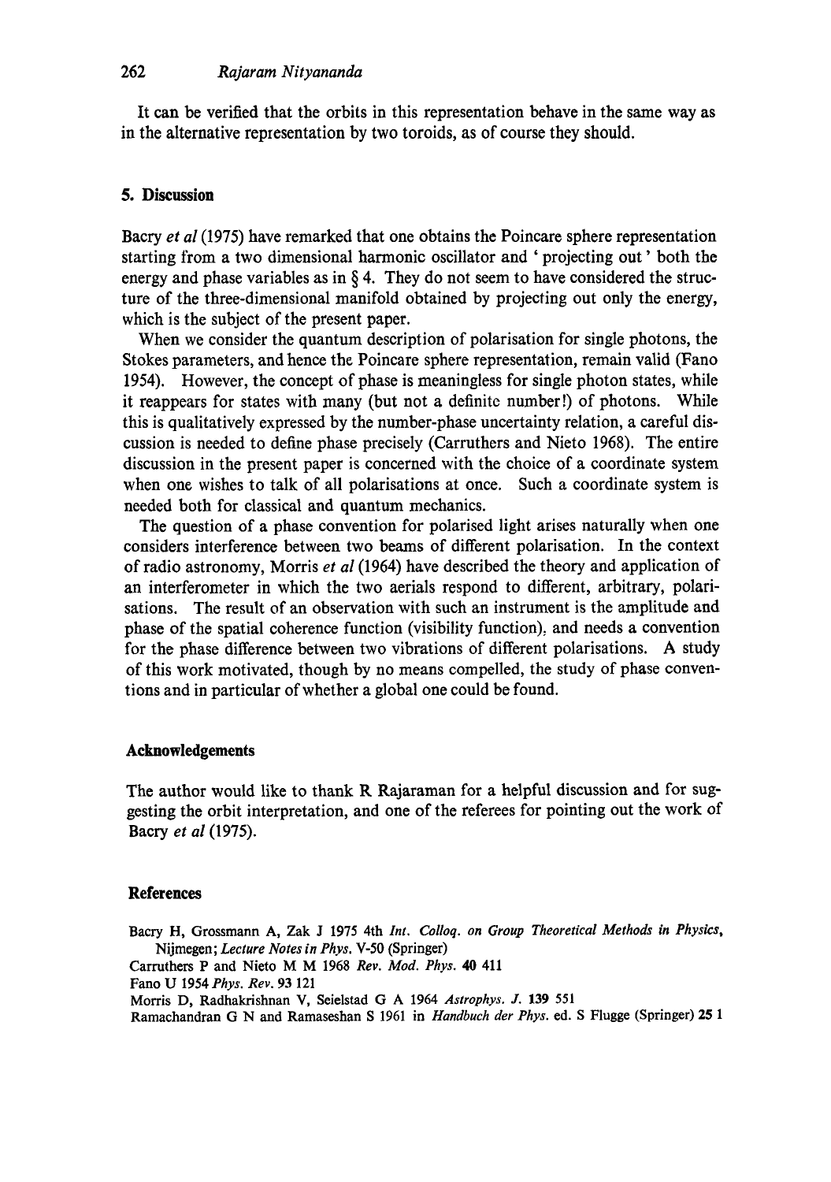It can be verified that the orbits in this representation behave in the same way as in the alternative representation by two toroids, as of course they should.

## 5. Discussion

Bacry *et al* (1975) have remarked that one obtains the Poincare sphere representation starting from a two dimensional harmonic oscillator and 'projecting out' both the energy and phase variables as in § 4. They do not seem to have considered the structure of the three-dimensional manifold obtained by projecting out only the energy, which is the subject of the present paper.

When we consider the quantum description of polarisation for single photons, the Stokes parameters, and hence the Poincare sphere representation, remain valid (Fano 1954). However, the concept of phase is meaningless for single photon states, while it reappears for states with many (but not a definite number!) of photons. While this is qualitatively expressed by the number-phase uncertainty relation, a careful discussion is needed to define phase precisely (Carruthers and Nieto 1968). The entire discussion in the present paper is concerned with the choice of a coordinate system when one wishes to talk of all polarisations at once. Such a coordinate system is needed both for classical and quantum mechanics.

The question of a phase convention for polarised light arises naturally when one considers interference between two beams of different polarisation. In the context of radio astronomy, Morris *et al* (1964) have described the theory and application of an interferometer in which the two aerials respond to different, arbitrary, polarisations. The result of an observation with such an instrument is the amplitude and phase of the spatial coherence function (visibility function), and needs a convention for the phase difference between two vibrations of different polarisations. A study of this work motivated, though by no means compelled, the study of phase conventions and in particular of whether a global one could be found.

### Acknowledgements

The author would like to thank R Rajaraman for a helpful discussion and for suggesting the orbit interpretation, and one of the referees for pointing out the work of Bacry *et al* (1975).

### References

Bacry H, Grossmann A, Zak J 1975 4th *Int. Colloq. on Group Theoretical Methods in Physics*, Nijmegen; *Lecture Notes in Phys.* V-50 (Springer)

Carruthers P and Nieto M M 1968 *Rev. Mod. Phys.* **40** 411

Fano U 1954 *Phys. Rev.* **93** 121

Morris D, Radhakrishnan V, Seielstad G A 1964 *Astrophys. J.* **139** 551

Ramachandran G N and Ramaseshan S 1961 in *Handbuch der Phys.* ed. S Flugge (Springer) **25** 1